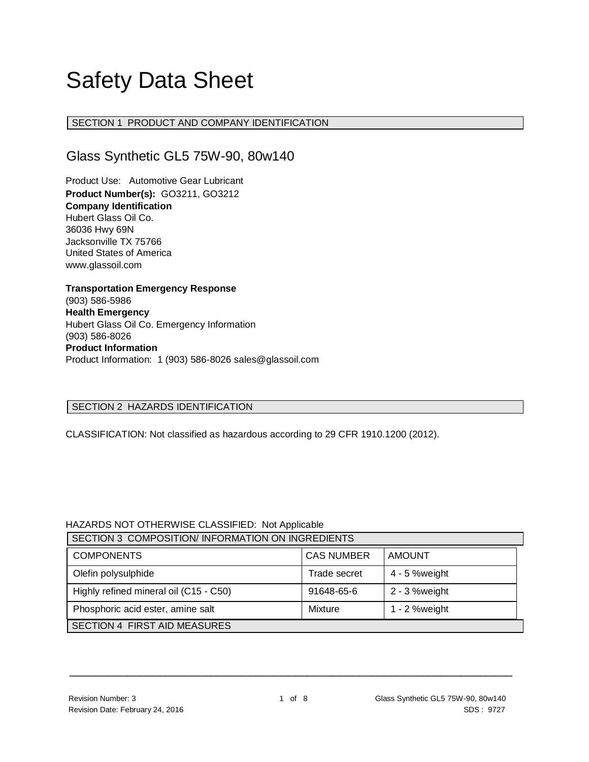# Safety Data Sheet

## SECTION 1 PRODUCT AND COMPANY IDENTIFICATION

### Glass Synthetic GL5 75W-90, 80w140

Product Use: Automotive Gear Lubricant
**Product Number(s):** GO3211, GO3212
**Company Identification**
Hubert Glass Oil Co.
36036 Hwy 69N
Jacksonville TX 75766
United States of America
www.glassoil.com

**Transportation Emergency Response**
(903) 586-5986
**Health Emergency**
Hubert Glass Oil Co. Emergency Information
(903) 586-8026
**Product Information**
Product Information: 1 (903) 586-8026 sales@glassoil.com

## SECTION 2 HAZARDS IDENTIFICATION

CLASSIFICATION: Not classified as hazardous according to 29 CFR 1910.1200 (2012).

HAZARDS NOT OTHERWISE CLASSIFIED: Not Applicable

## SECTION 3 COMPOSITION/ INFORMATION ON INGREDIENTS

| COMPONENTS | CAS NUMBER | AMOUNT |
| --- | --- | --- |
| Olefin polysulphide | Trade secret | 4 - 5 %weight |
| Highly refined mineral oil (C15 - C50) | 91648-65-6 | 2 - 3 %weight |
| Phosphoric acid ester, amine salt | Mixture | 1 - 2 %weight |

## SECTION 4 FIRST AID MEASURES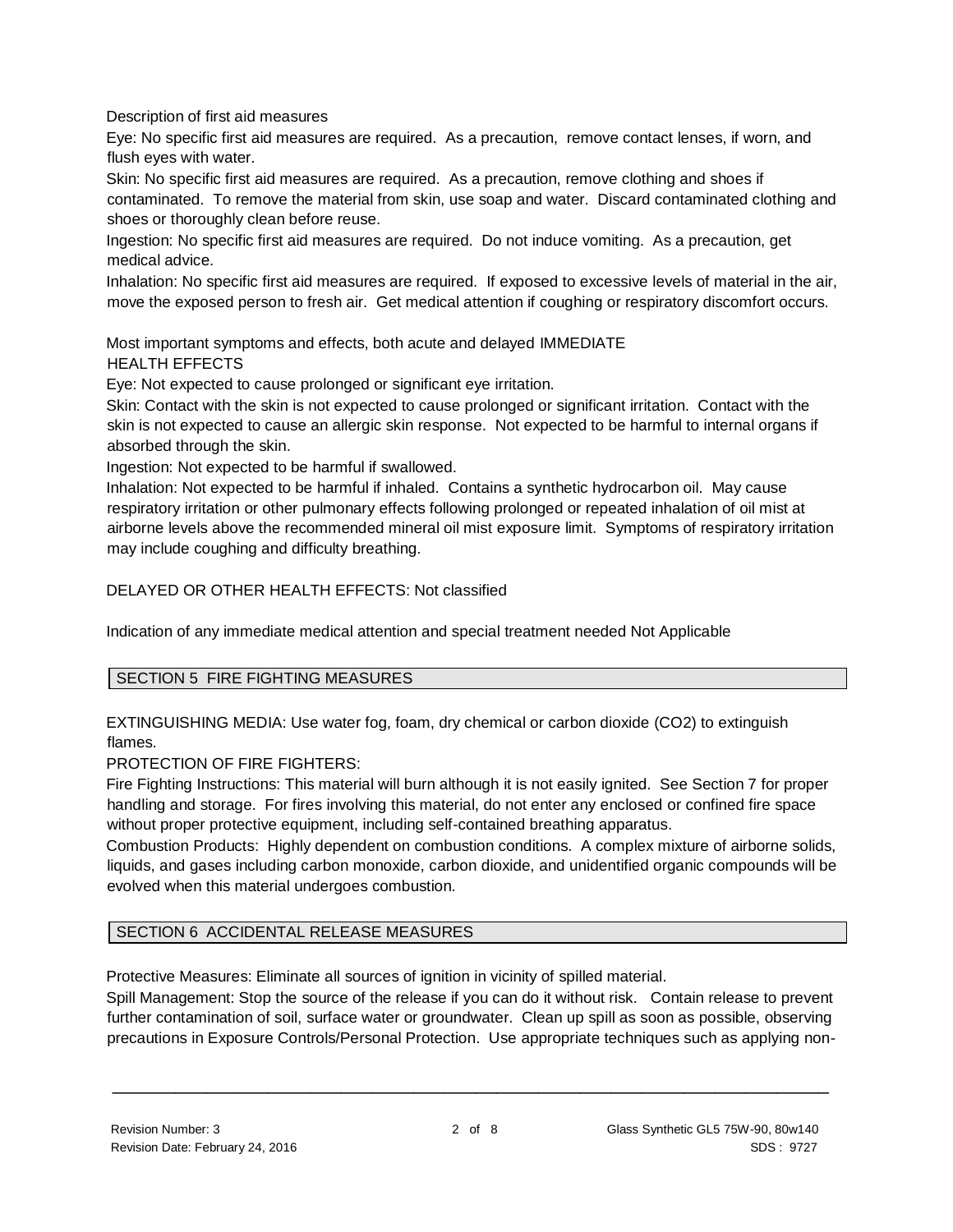Description of first aid measures

Eye: No specific first aid measures are required. As a precaution, remove contact lenses, if worn, and flush eyes with water.

Skin: No specific first aid measures are required. As a precaution, remove clothing and shoes if contaminated. To remove the material from skin, use soap and water. Discard contaminated clothing and shoes or thoroughly clean before reuse.

Ingestion: No specific first aid measures are required. Do not induce vomiting. As a precaution, get medical advice.

Inhalation: No specific first aid measures are required. If exposed to excessive levels of material in the air, move the exposed person to fresh air. Get medical attention if coughing or respiratory discomfort occurs.

Most important symptoms and effects, both acute and delayed IMMEDIATE HEALTH EFFECTS

Eye: Not expected to cause prolonged or significant eye irritation.

Skin: Contact with the skin is not expected to cause prolonged or significant irritation. Contact with the skin is not expected to cause an allergic skin response. Not expected to be harmful to internal organs if absorbed through the skin.

Ingestion: Not expected to be harmful if swallowed.

Inhalation: Not expected to be harmful if inhaled. Contains a synthetic hydrocarbon oil. May cause respiratory irritation or other pulmonary effects following prolonged or repeated inhalation of oil mist at airborne levels above the recommended mineral oil mist exposure limit. Symptoms of respiratory irritation may include coughing and difficulty breathing.

DELAYED OR OTHER HEALTH EFFECTS: Not classified

Indication of any immediate medical attention and special treatment needed Not Applicable

## SECTION 5 FIRE FIGHTING MEASURES

EXTINGUISHING MEDIA: Use water fog, foam, dry chemical or carbon dioxide ($CO_2$) to extinguish flames.

PROTECTION OF FIRE FIGHTERS:

Fire Fighting Instructions: This material will burn although it is not easily ignited. See Section 7 for proper handling and storage. For fires involving this material, do not enter any enclosed or confined fire space without proper protective equipment, including self-contained breathing apparatus.

Combustion Products: Highly dependent on combustion conditions. A complex mixture of airborne solids, liquids, and gases including carbon monoxide, carbon dioxide, and unidentified organic compounds will be evolved when this material undergoes combustion.

## SECTION 6 ACCIDENTAL RELEASE MEASURES

Protective Measures: Eliminate all sources of ignition in vicinity of spilled material.

Spill Management: Stop the source of the release if you can do it without risk. Contain release to prevent further contamination of soil, surface water or groundwater. Clean up spill as soon as possible, observing precautions in Exposure Controls/Personal Protection. Use appropriate techniques such as applying non-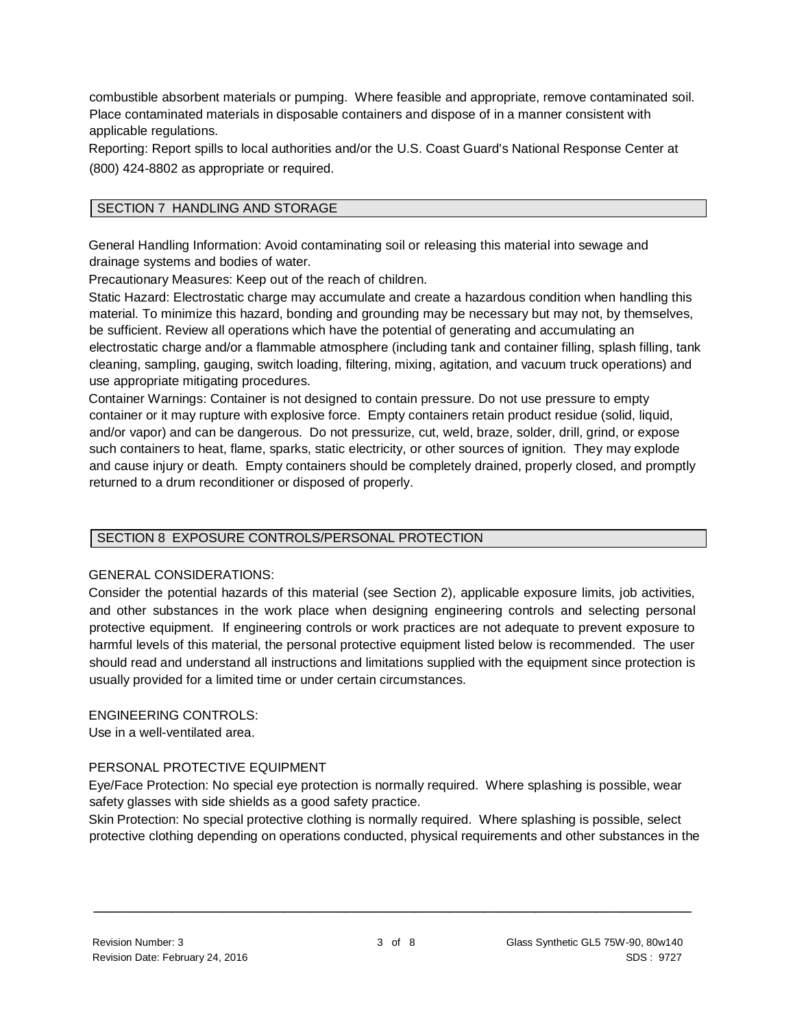combustible absorbent materials or pumping. Where feasible and appropriate, remove contaminated soil. Place contaminated materials in disposable containers and dispose of in a manner consistent with applicable regulations.

Reporting: Report spills to local authorities and/or the U.S. Coast Guard's National Response Center at (800) 424-8802 as appropriate or required.

## SECTION 7 HANDLING AND STORAGE

General Handling Information: Avoid contaminating soil or releasing this material into sewage and drainage systems and bodies of water.

Precautionary Measures: Keep out of the reach of children.

Static Hazard: Electrostatic charge may accumulate and create a hazardous condition when handling this material. To minimize this hazard, bonding and grounding may be necessary but may not, by themselves, be sufficient. Review all operations which have the potential of generating and accumulating an electrostatic charge and/or a flammable atmosphere (including tank and container filling, splash filling, tank cleaning, sampling, gauging, switch loading, filtering, mixing, agitation, and vacuum truck operations) and use appropriate mitigating procedures.

Container Warnings: Container is not designed to contain pressure. Do not use pressure to empty container or it may rupture with explosive force. Empty containers retain product residue (solid, liquid, and/or vapor) and can be dangerous. Do not pressurize, cut, weld, braze, solder, drill, grind, or expose such containers to heat, flame, sparks, static electricity, or other sources of ignition. They may explode and cause injury or death. Empty containers should be completely drained, properly closed, and promptly returned to a drum reconditioner or disposed of properly.

## SECTION 8 EXPOSURE CONTROLS/PERSONAL PROTECTION

GENERAL CONSIDERATIONS:

Consider the potential hazards of this material (see Section 2), applicable exposure limits, job activities, and other substances in the work place when designing engineering controls and selecting personal protective equipment. If engineering controls or work practices are not adequate to prevent exposure to harmful levels of this material, the personal protective equipment listed below is recommended. The user should read and understand all instructions and limitations supplied with the equipment since protection is usually provided for a limited time or under certain circumstances.

ENGINEERING CONTROLS:

Use in a well-ventilated area.

PERSONAL PROTECTIVE EQUIPMENT

Eye/Face Protection: No special eye protection is normally required. Where splashing is possible, wear safety glasses with side shields as a good safety practice.

Skin Protection: No special protective clothing is normally required. Where splashing is possible, select protective clothing depending on operations conducted, physical requirements and other substances in the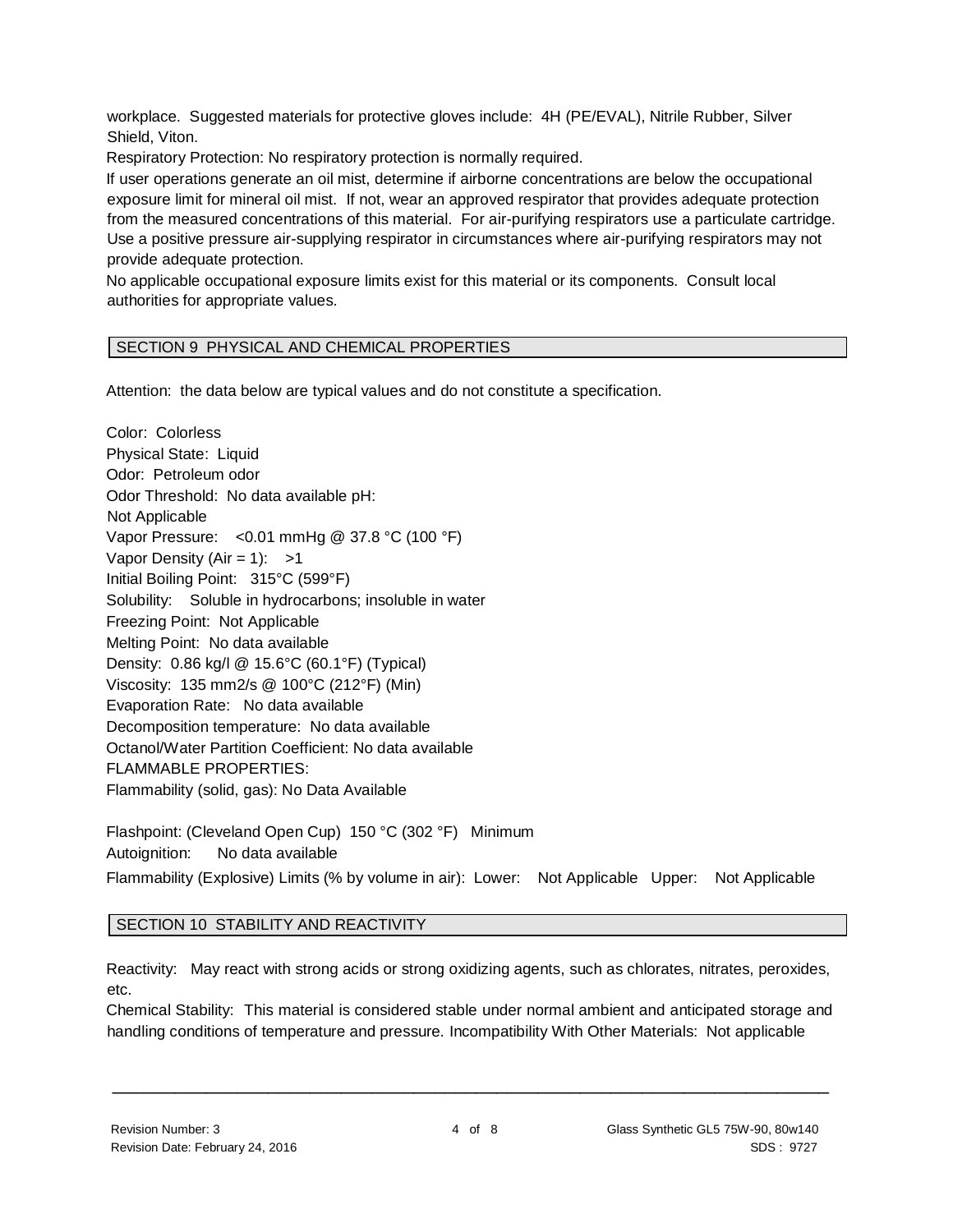workplace. Suggested materials for protective gloves include: 4H (PE/EVAL), Nitrile Rubber, Silver Shield, Viton.

Respiratory Protection: No respiratory protection is normally required.

If user operations generate an oil mist, determine if airborne concentrations are below the occupational exposure limit for mineral oil mist. If not, wear an approved respirator that provides adequate protection from the measured concentrations of this material. For air-purifying respirators use a particulate cartridge. Use a positive pressure air-supplying respirator in circumstances where air-purifying respirators may not provide adequate protection.

No applicable occupational exposure limits exist for this material or its components. Consult local authorities for appropriate values.

## SECTION 9 PHYSICAL AND CHEMICAL PROPERTIES

Attention: the data below are typical values and do not constitute a specification.

Color: Colorless
Physical State: Liquid
Odor: Petroleum odor
Odor Threshold: No data available pH:
Not Applicable
Vapor Pressure: <0.01 mmHg @ 37.8 °C (100 °F)
Vapor Density (Air = 1): >1
Initial Boiling Point: 315°C (599°F)
Solubility: Soluble in hydrocarbons; insoluble in water
Freezing Point: Not Applicable
Melting Point: No data available
Density: 0.86 kg/l @ 15.6°C (60.1°F) (Typical)
Viscosity: 135 mm2/s @ 100°C (212°F) (Min)
Evaporation Rate: No data available
Decomposition temperature: No data available
Octanol/Water Partition Coefficient: No data available
FLAMMABLE PROPERTIES:
Flammability (solid, gas): No Data Available

Flashpoint: (Cleveland Open Cup) 150 °C (302 °F) Minimum
Autoignition: No data available
Flammability (Explosive) Limits (% by volume in air): Lower: Not Applicable Upper: Not Applicable

## SECTION 10 STABILITY AND REACTIVITY

Reactivity: May react with strong acids or strong oxidizing agents, such as chlorates, nitrates, peroxides, etc.

Chemical Stability: This material is considered stable under normal ambient and anticipated storage and handling conditions of temperature and pressure. Incompatibility With Other Materials: Not applicable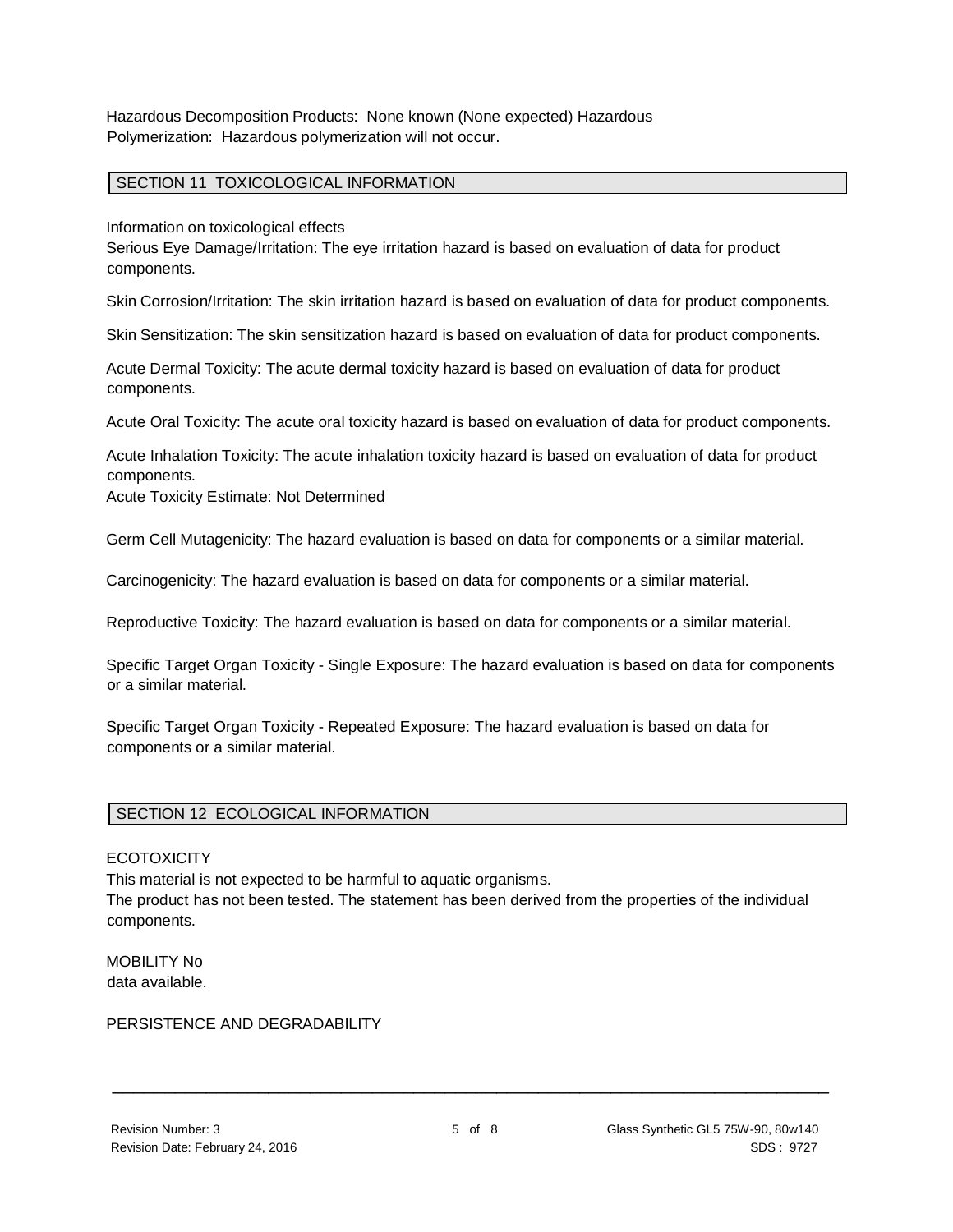Hazardous Decomposition Products: None known (None expected) Hazardous Polymerization: Hazardous polymerization will not occur.

## SECTION 11 TOXICOLOGICAL INFORMATION

Information on toxicological effects

Serious Eye Damage/Irritation: The eye irritation hazard is based on evaluation of data for product components.

Skin Corrosion/Irritation: The skin irritation hazard is based on evaluation of data for product components.

Skin Sensitization: The skin sensitization hazard is based on evaluation of data for product components.

Acute Dermal Toxicity: The acute dermal toxicity hazard is based on evaluation of data for product components.

Acute Oral Toxicity: The acute oral toxicity hazard is based on evaluation of data for product components.

Acute Inhalation Toxicity: The acute inhalation toxicity hazard is based on evaluation of data for product components.

Acute Toxicity Estimate: Not Determined

Germ Cell Mutagenicity: The hazard evaluation is based on data for components or a similar material.

Carcinogenicity: The hazard evaluation is based on data for components or a similar material.

Reproductive Toxicity: The hazard evaluation is based on data for components or a similar material.

Specific Target Organ Toxicity - Single Exposure: The hazard evaluation is based on data for components or a similar material.

Specific Target Organ Toxicity - Repeated Exposure: The hazard evaluation is based on data for components or a similar material.

## SECTION 12 ECOLOGICAL INFORMATION

ECOTOXICITY

This material is not expected to be harmful to aquatic organisms.

The product has not been tested. The statement has been derived from the properties of the individual components.

MOBILITY No data available.

PERSISTENCE AND DEGRADABILITY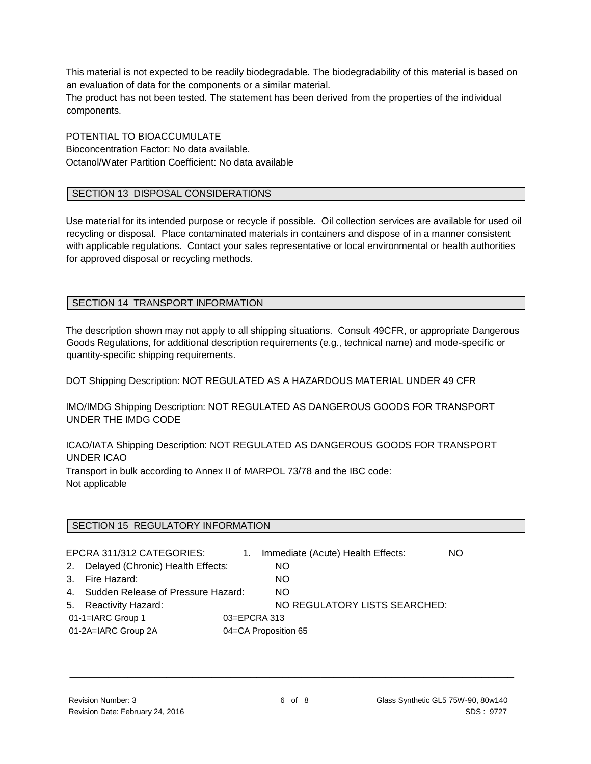This material is not expected to be readily biodegradable. The biodegradability of this material is based on an evaluation of data for the components or a similar material.
The product has not been tested. The statement has been derived from the properties of the individual components.

POTENTIAL TO BIOACCUMULATE
Bioconcentration Factor: No data available.
Octanol/Water Partition Coefficient: No data available

## SECTION 13 DISPOSAL CONSIDERATIONS

Use material for its intended purpose or recycle if possible. Oil collection services are available for used oil recycling or disposal. Place contaminated materials in containers and dispose of in a manner consistent with applicable regulations. Contact your sales representative or local environmental or health authorities for approved disposal or recycling methods.

## SECTION 14 TRANSPORT INFORMATION

The description shown may not apply to all shipping situations. Consult 49CFR, or appropriate Dangerous Goods Regulations, for additional description requirements (e.g., technical name) and mode-specific or quantity-specific shipping requirements.

DOT Shipping Description: NOT REGULATED AS A HAZARDOUS MATERIAL UNDER 49 CFR

IMO/IMDG Shipping Description: NOT REGULATED AS DANGEROUS GOODS FOR TRANSPORT UNDER THE IMDG CODE

ICAO/IATA Shipping Description: NOT REGULATED AS DANGEROUS GOODS FOR TRANSPORT UNDER ICAO
Transport in bulk according to Annex II of MARPOL 73/78 and the IBC code:
Not applicable

## SECTION 15 REGULATORY INFORMATION

EPCRA 311/312 CATEGORIES:

1. Immediate (Acute) Health Effects: NO
2. Delayed (Chronic) Health Effects: NO
3. Fire Hazard: NO
4. Sudden Release of Pressure Hazard: NO
5. Reactivity Hazard: NO

REGULATORY LISTS SEARCHED:

| | |
|---|---|
| 01-1=IARC Group 1 | 03=EPCRA 313 |
| 01-2A=IARC Group 2A | 04=CA Proposition 65 |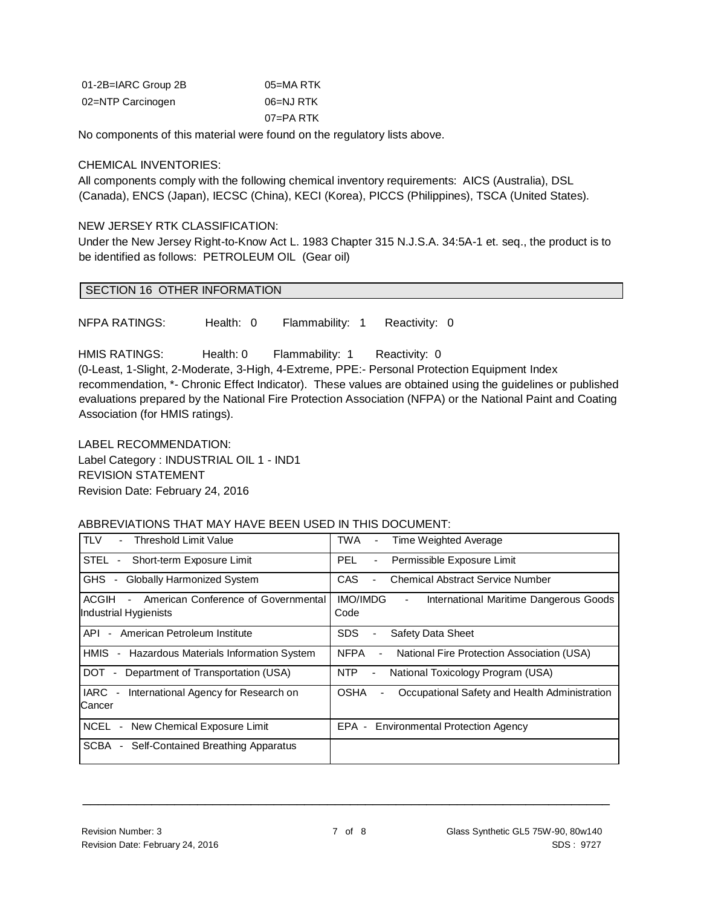| | |
|---|---|
| 01-2B=IARC Group 2B | 05=MA RTK |
| 02=NTP Carcinogen | 06=NJ RTK |
| | 07=PA RTK |

No components of this material were found on the regulatory lists above.

CHEMICAL INVENTORIES:
All components comply with the following chemical inventory requirements: AICS (Australia), DSL (Canada), ENCS (Japan), IECSC (China), KECI (Korea), PICCS (Philippines), TSCA (United States).

NEW JERSEY RTK CLASSIFICATION:
Under the New Jersey Right-to-Know Act L. 1983 Chapter 315 N.J.S.A. 34:5A-1 et. seq., the product is to be identified as follows: PETROLEUM OIL (Gear oil)

## SECTION 16 OTHER INFORMATION

NFPA RATINGS: Health: 0 Flammability: 1 Reactivity: 0

HMIS RATINGS: Health: 0 Flammability: 1 Reactivity: 0
(0-Least, 1-Slight, 2-Moderate, 3-High, 4-Extreme, PPE:- Personal Protection Equipment Index recommendation, *- Chronic Effect Indicator). These values are obtained using the guidelines or published evaluations prepared by the National Fire Protection Association (NFPA) or the National Paint and Coating Association (for HMIS ratings).

LABEL RECOMMENDATION:
Label Category : INDUSTRIAL OIL 1 - IND1
REVISION STATEMENT
Revision Date: February 24, 2016

ABBREVIATIONS THAT MAY HAVE BEEN USED IN THIS DOCUMENT:

| | |
|---|---|
| TLV - Threshold Limit Value | TWA - Time Weighted Average |
| STEL - Short-term Exposure Limit | PEL - Permissible Exposure Limit |
| GHS - Globally Harmonized System | CAS - Chemical Abstract Service Number |
| ACGIH - American Conference of Governmental Industrial Hygienists | IMO/IMDG - International Maritime Dangerous Goods Code |
| API - American Petroleum Institute | SDS - Safety Data Sheet |
| HMIS - Hazardous Materials Information System | NFPA - National Fire Protection Association (USA) |
| DOT - Department of Transportation (USA) | NTP - National Toxicology Program (USA) |
| IARC - International Agency for Research on Cancer | OSHA - Occupational Safety and Health Administration |
| NCEL - New Chemical Exposure Limit | EPA - Environmental Protection Agency |
| SCBA - Self-Contained Breathing Apparatus | |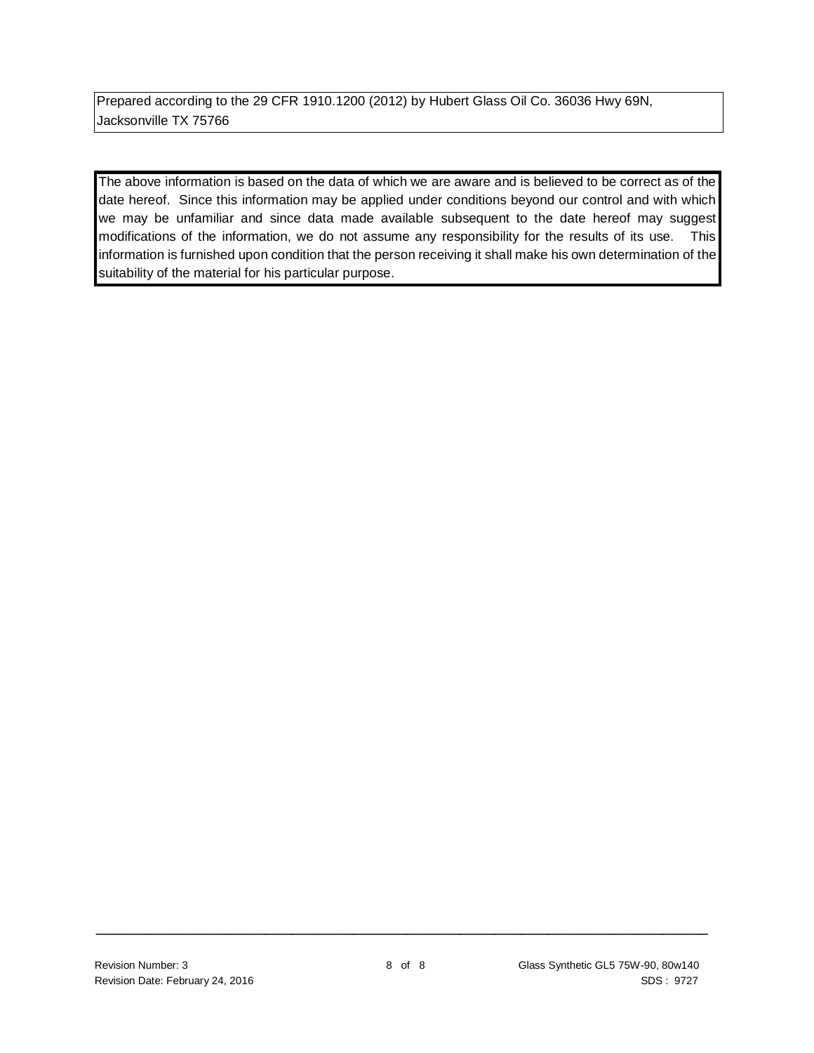Prepared according to the 29 CFR 1910.1200 (2012) by Hubert Glass Oil Co. 36036 Hwy 69N, Jacksonville TX 75766

The above information is based on the data of which we are aware and is believed to be correct as of the date hereof. Since this information may be applied under conditions beyond our control and with which we may be unfamiliar and since data made available subsequent to the date hereof may suggest modifications of the information, we do not assume any responsibility for the results of its use. This information is furnished upon condition that the person receiving it shall make his own determination of the suitability of the material for his particular purpose.